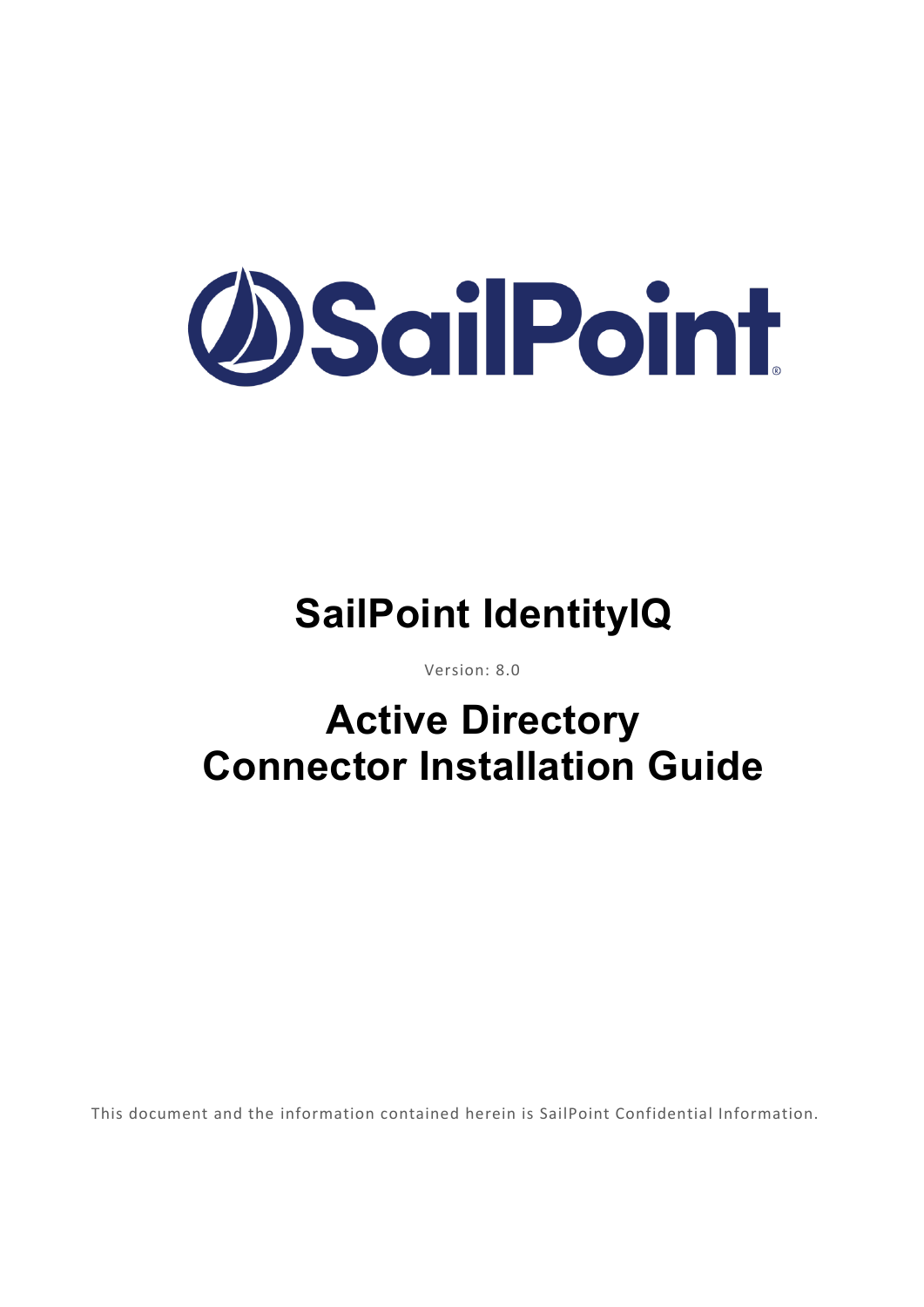# SailPoint IdentityIQ

Version: 8.0

# Active Directory Connector Installation Guide

This document and the information contained herein is SailPoint Confidential Information.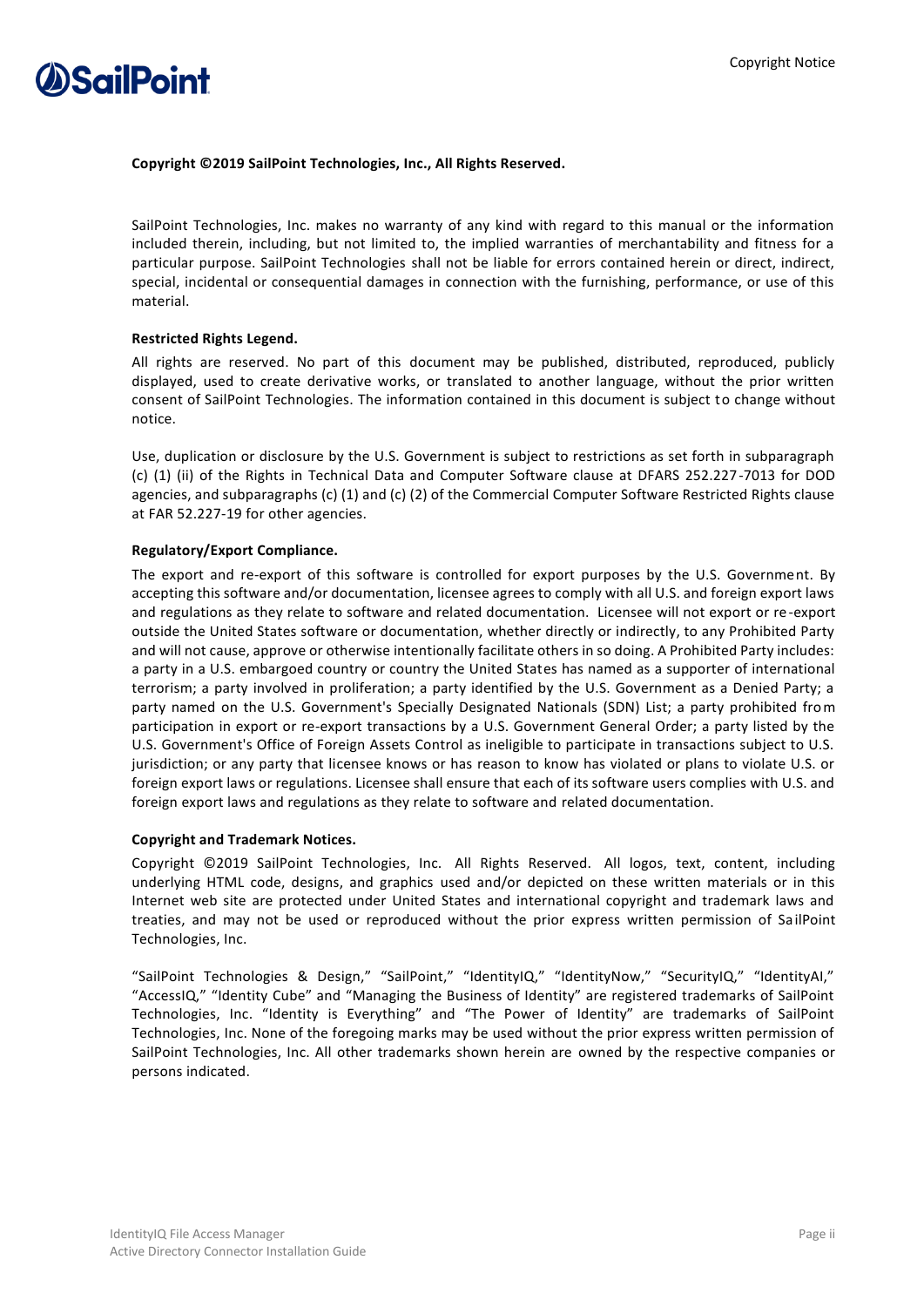**Copyright ©2019 SailPoint Technologies, Inc., All Rights Reserved.**

SailPoint Technologies, Inc. makes no warranty of any kind with regard to this manual or the information included therein, including, but not limited to, the implied warranties of merchantability and fitness for a particular purpose. SailPoint Technologies shall not be liable for errors contained herein or direct, indirect, special, incidental or consequential damages in connection with the furnishing, performance, or use of this material.

**Restricted Rights Legend.**

All rights are reserved. No part of this document may be published, distributed, reproduced, publicly displayed, used to create derivative works, or translated to another language, without the prior written consent of SailPoint Technologies. The information contained in this document is subject to change without notice.

Use, duplication or disclosure by the U.S. Government is subject to restrictions as set forth in subparagraph (c) (1) (ii) of the Rights in Technical Data and Computer Software clause at DFARS 252.227-7013 for DOD agencies, and subparagraphs (c) (1) and (c) (2) of the Commercial Computer Software Restricted Rights clause at FAR 52.227-19 for other agencies.

**Regulatory/Export Compliance.**

The export and re-export of this software is controlled for export purposes by the U.S. Government. By accepting this software and/or documentation, licensee agrees to comply with all U.S. and foreign export laws and regulations as they relate to software and related documentation. Licensee will not export or re-export outside the United States software or documentation, whether directly or indirectly, to any Prohibited Party and will not cause, approve or otherwise intentionally facilitate others in so doing. A Prohibited Party includes: a party in a U.S. embargoed country or country the United States has named as a supporter of international terrorism; a party involved in proliferation; a party identified by the U.S. Government as a Denied Party; a party named on the U.S. Government's Specially Designated Nationals (SDN) List; a party prohibited from participation in export or re-export transactions by a U.S. Government General Order; a party listed by the U.S. Government's Office of Foreign Assets Control as ineligible to participate in transactions subject to U.S. jurisdiction; or any party that licensee knows or has reason to know has violated or plans to violate U.S. or foreign export laws or regulations. Licensee shall ensure that each of its software users complies with U.S. and foreign export laws and regulations as they relate to software and related documentation.

**Copyright and Trademark Notices.**

Copyright ©2019 SailPoint Technologies, Inc. All Rights Reserved. All logos, text, content, including underlying HTML code, designs, and graphics used and/or depicted on these written materials or in this Internet web site are protected under United States and international copyright and trademark laws and treaties, and may not be used or reproduced without the prior express written permission of SailPoint Technologies, Inc.

"SailPoint Technologies & Design," "SailPoint," "IdentityIQ," "IdentityNow," "SecurityIQ," "IdentityAI," "AccessIQ," "Identity Cube" and "Managing the Business of Identity" are registered trademarks of SailPoint Technologies, Inc. "Identity is Everything" and "The Power of Identity" are trademarks of SailPoint Technologies, Inc. None of the foregoing marks may be used without the prior express written permission of SailPoint Technologies, Inc. All other trademarks shown herein are owned by the respective companies or persons indicated.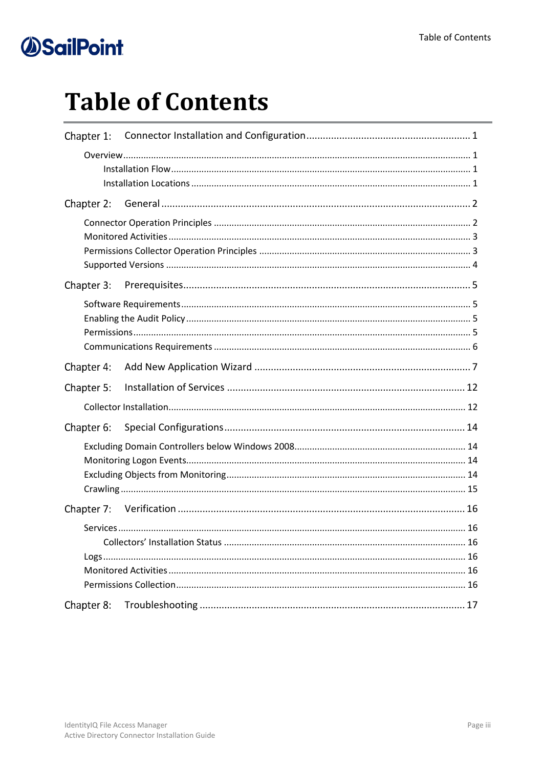# Table of Contents

Chapter 1: Connector Installation and Configuration ........................................................ 1

- Overview ........................................................................................................ 1
  - Installation Flow ........................................................................................ 1
  - Installation Locations ................................................................................ 1

Chapter 2: General ................................................................................................ 2

- Connector Operation Principles ...................................................................... 2
- Monitored Activities ........................................................................................ 3
- Permissions Collector Operation Principles ..................................................... 3
- Supported Versions ......................................................................................... 4

Chapter 3: Prerequisites ........................................................................................ 5

- Software Requirements ................................................................................... 5
- Enabling the Audit Policy ................................................................................ 5
- Permissions ..................................................................................................... 5
- Communications Requirements ...................................................................... 6

Chapter 4: Add New Application Wizard .............................................................. 7

Chapter 5: Installation of Services ....................................................................... 12

- Collector Installation ...................................................................................... 12

Chapter 6: Special Configurations ........................................................................ 14

- Excluding Domain Controllers below Windows 2008 ..................................... 14
- Monitoring Logon Events ............................................................................... 14
- Excluding Objects from Monitoring ............................................................... 14
- Crawling ........................................................................................................ 15

Chapter 7: Verification ......................................................................................... 16

- Services ......................................................................................................... 16
  - Collectors' Installation Status ................................................................... 16
- Logs ............................................................................................................... 16
- Monitored Activities ...................................................................................... 16
- Permissions Collection .................................................................................. 16

Chapter 8: Troubleshooting ................................................................................. 17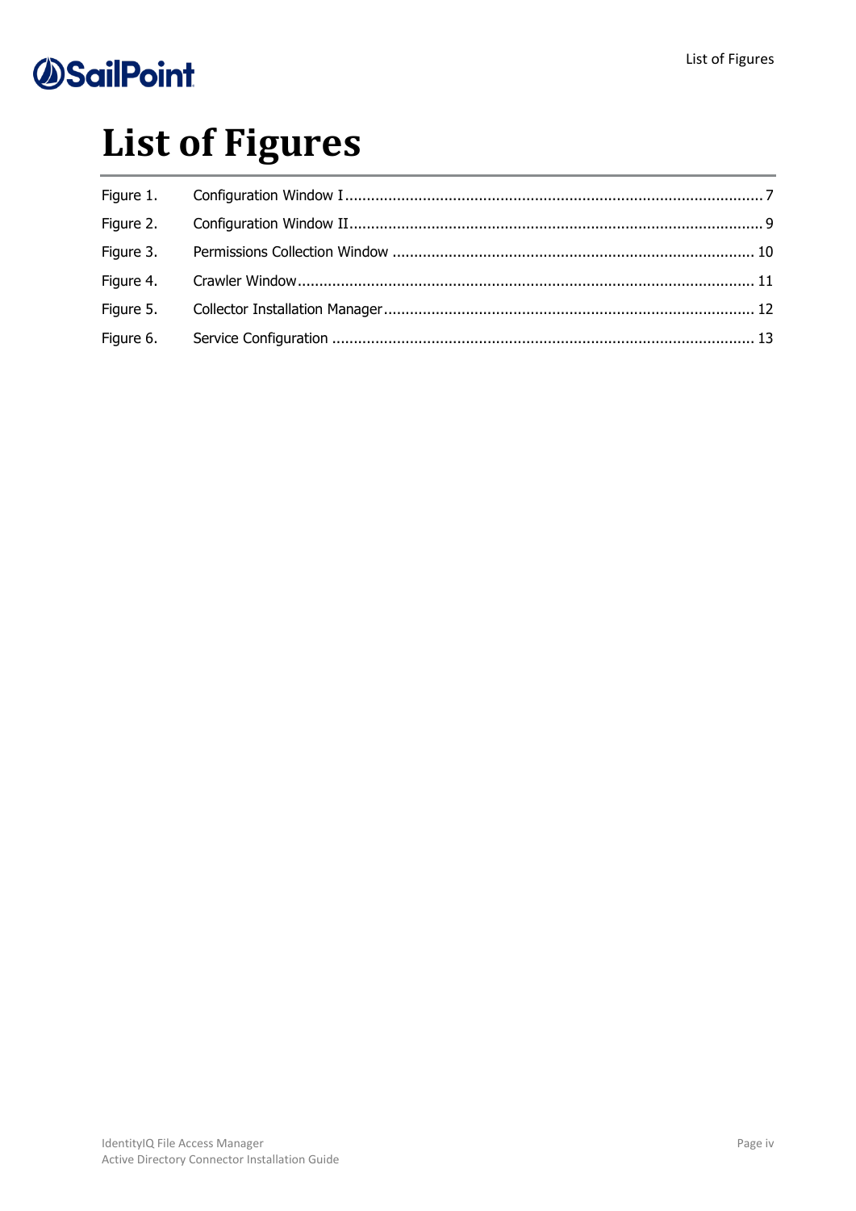# List of Figures

Figure 1. Configuration Window I ..................................................................................... 7

Figure 2. Configuration Window II .................................................................................... 9

Figure 3. Permissions Collection Window ........................................................................ 10

Figure 4. Crawler Window .............................................................................................. 11

Figure 5. Collector Installation Manager .......................................................................... 12

Figure 6. Service Configuration ...................................................................................... 13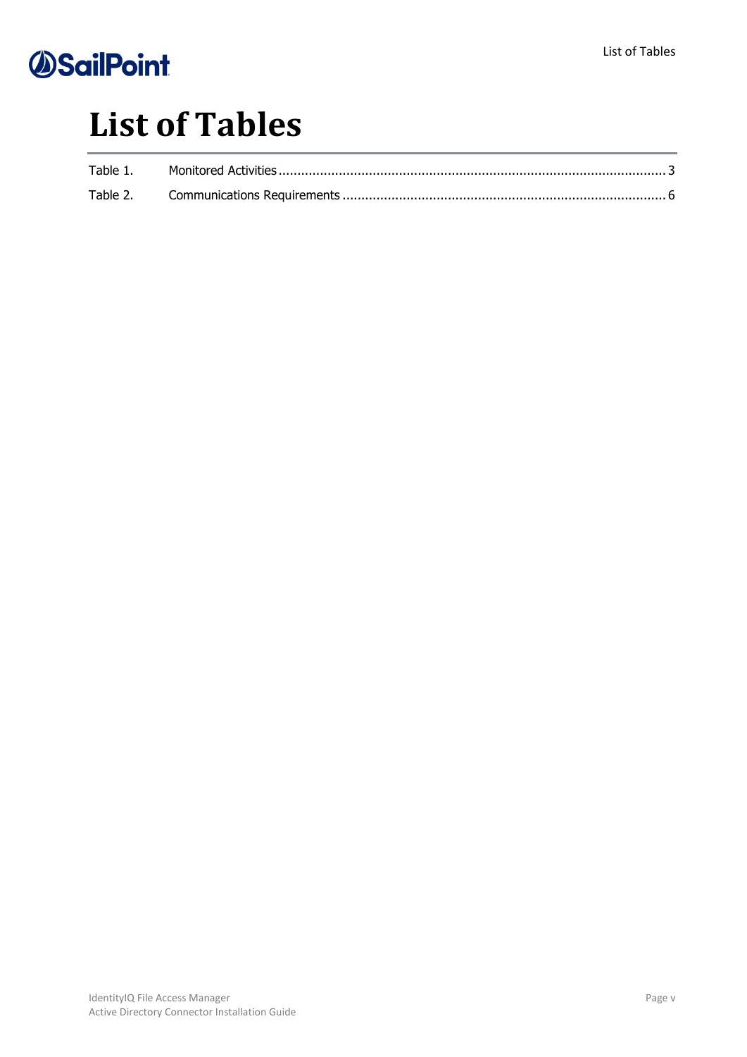# List of Tables

Table 1. Monitored Activities ........................................................................................................ 3

Table 2. Communications Requirements ...................................................................................... 6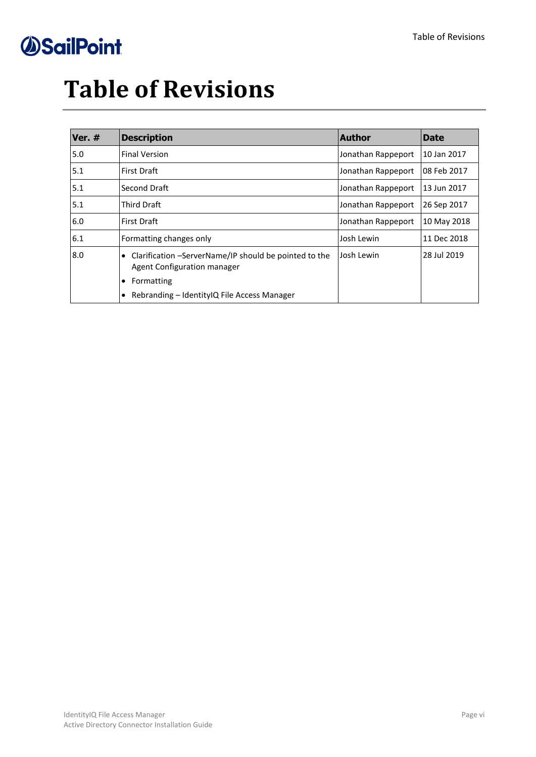# Table of Revisions

| Ver. # | Description | Author | Date |
| --- | --- | --- | --- |
| 5.0 | Final Version | Jonathan Rappeport | 10 Jan 2017 |
| 5.1 | First Draft | Jonathan Rappeport | 08 Feb 2017 |
| 5.1 | Second Draft | Jonathan Rappeport | 13 Jun 2017 |
| 5.1 | Third Draft | Jonathan Rappeport | 26 Sep 2017 |
| 6.0 | First Draft | Jonathan Rappeport | 10 May 2018 |
| 6.1 | Formatting changes only | Josh Lewin | 11 Dec 2018 |
| 8.0 | • Clarification –ServerName/IP should be pointed to the Agent Configuration manager<br>• Formatting<br>• Rebranding – IdentityIQ File Access Manager | Josh Lewin | 28 Jul 2019 |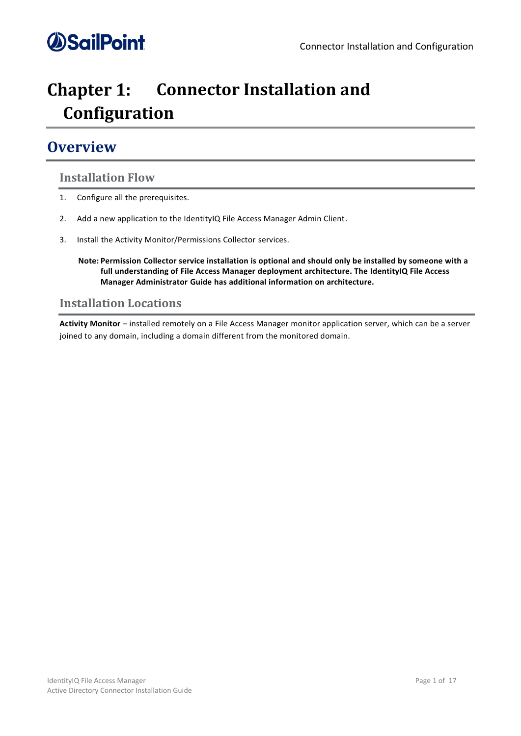# Chapter 1: Connector Installation and Configuration

## Overview

### Installation Flow

1. Configure all the prerequisites.
2. Add a new application to the IdentityIQ File Access Manager Admin Client.
3. Install the Activity Monitor/Permissions Collector services.

   **Note: Permission Collector service installation is optional and should only be installed by someone with a full understanding of File Access Manager deployment architecture. The IdentityIQ File Access Manager Administrator Guide has additional information on architecture.**

### Installation Locations

**Activity Monitor** – installed remotely on a File Access Manager monitor application server, which can be a server joined to any domain, including a domain different from the monitored domain.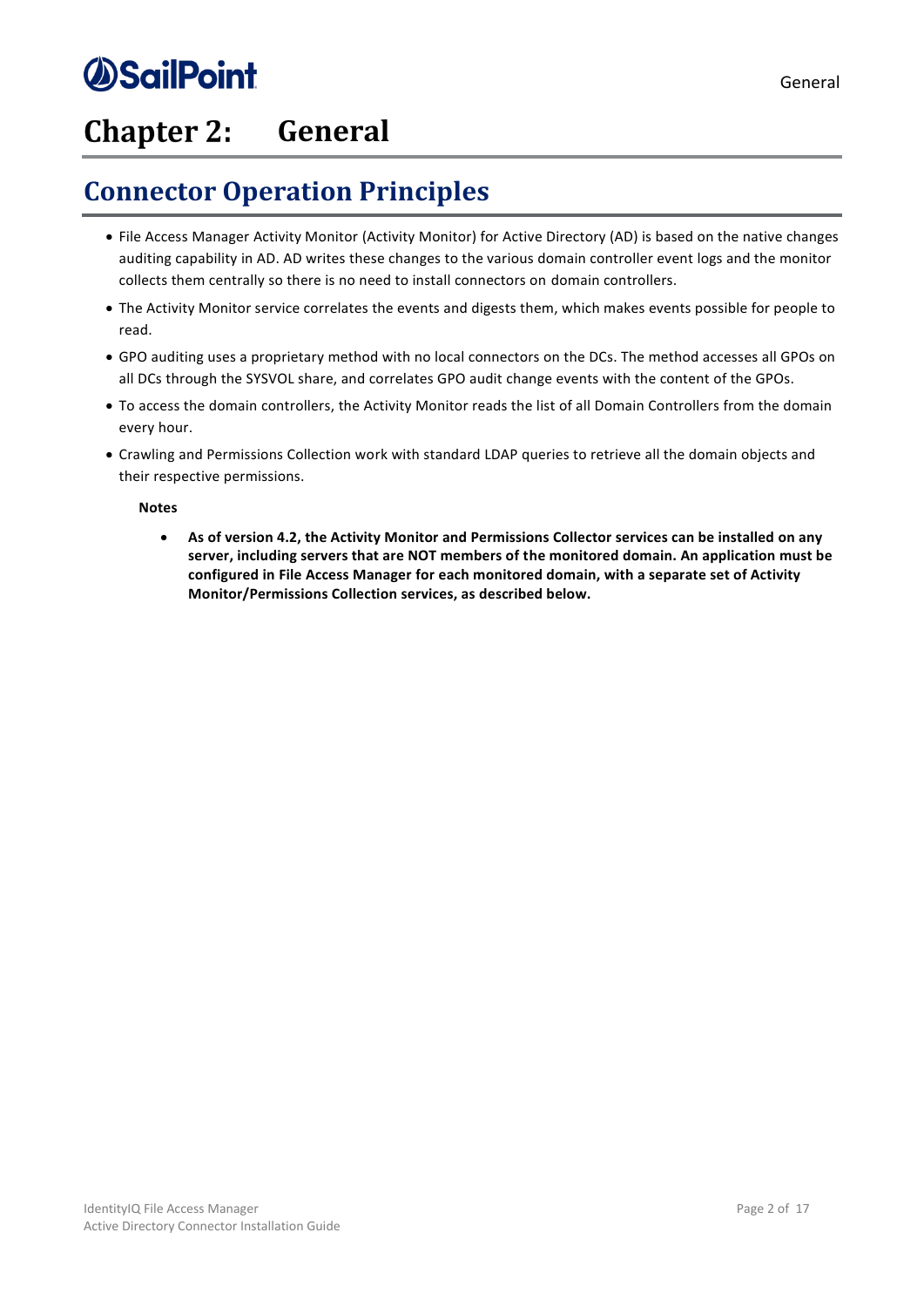# Chapter 2: General

## Connector Operation Principles

- File Access Manager Activity Monitor (Activity Monitor) for Active Directory (AD) is based on the native changes auditing capability in AD. AD writes these changes to the various domain controller event logs and the monitor collects them centrally so there is no need to install connectors on domain controllers.
- The Activity Monitor service correlates the events and digests them, which makes events possible for people to read.
- GPO auditing uses a proprietary method with no local connectors on the DCs. The method accesses all GPOs on all DCs through the SYSVOL share, and correlates GPO audit change events with the content of the GPOs.
- To access the domain controllers, the Activity Monitor reads the list of all Domain Controllers from the domain every hour.
- Crawling and Permissions Collection work with standard LDAP queries to retrieve all the domain objects and their respective permissions.

**Notes**

- **As of version 4.2, the Activity Monitor and Permissions Collector services can be installed on any server, including servers that are NOT members of the monitored domain. An application must be configured in File Access Manager for each monitored domain, with a separate set of Activity Monitor/Permissions Collection services, as described below.**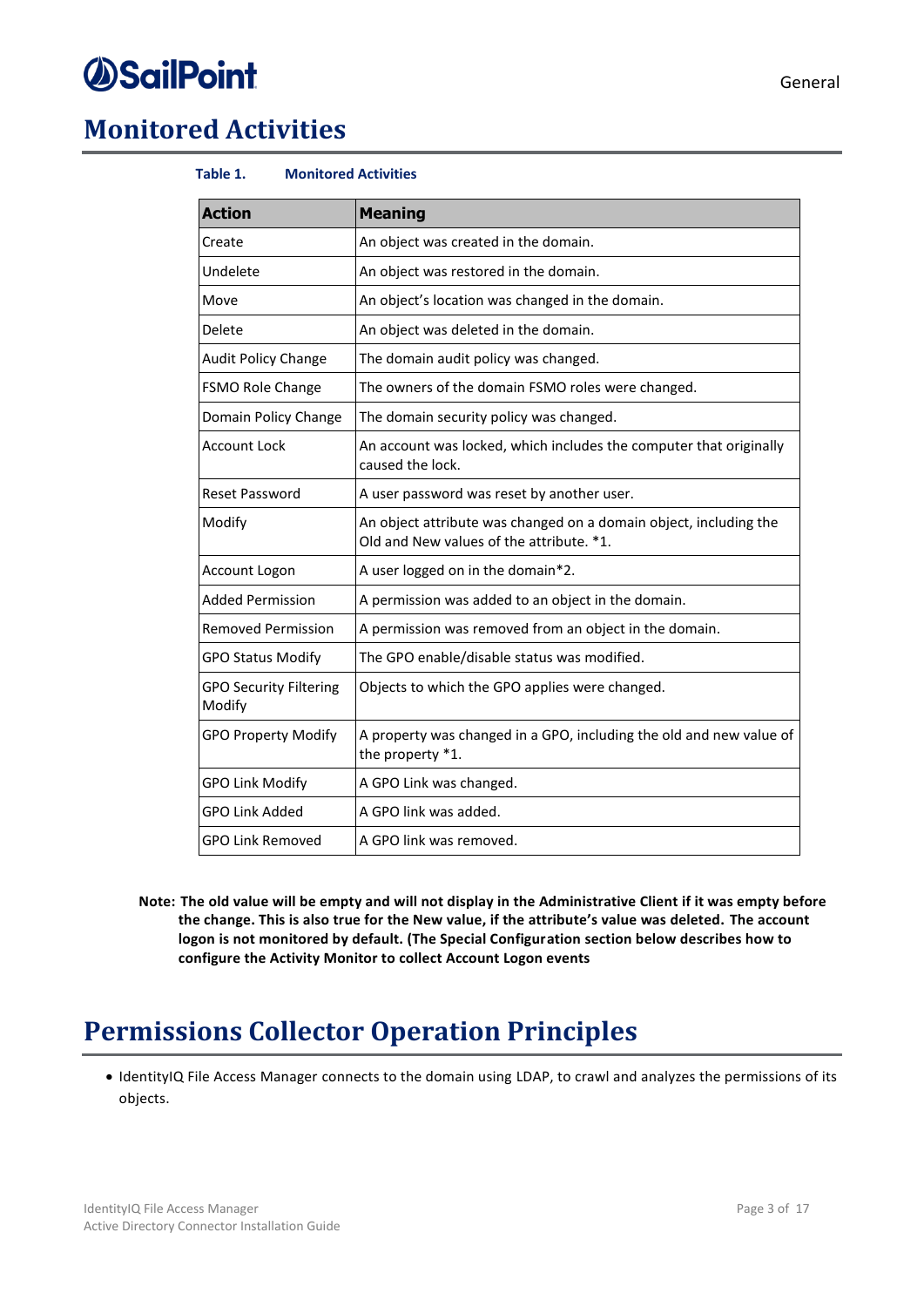# Monitored Activities

**Table 1. Monitored Activities**

| Action | Meaning |
|---|---|
| Create | An object was created in the domain. |
| Undelete | An object was restored in the domain. |
| Move | An object's location was changed in the domain. |
| Delete | An object was deleted in the domain. |
| Audit Policy Change | The domain audit policy was changed. |
| FSMO Role Change | The owners of the domain FSMO roles were changed. |
| Domain Policy Change | The domain security policy was changed. |
| Account Lock | An account was locked, which includes the computer that originally caused the lock. |
| Reset Password | A user password was reset by another user. |
| Modify | An object attribute was changed on a domain object, including the Old and New values of the attribute. *1. |
| Account Logon | A user logged on in the domain*2. |
| Added Permission | A permission was added to an object in the domain. |
| Removed Permission | A permission was removed from an object in the domain. |
| GPO Status Modify | The GPO enable/disable status was modified. |
| GPO Security Filtering Modify | Objects to which the GPO applies were changed. |
| GPO Property Modify | A property was changed in a GPO, including the old and new value of the property *1. |
| GPO Link Modify | A GPO Link was changed. |
| GPO Link Added | A GPO link was added. |
| GPO Link Removed | A GPO link was removed. |

**Note: The old value will be empty and will not display in the Administrative Client if it was empty before the change. This is also true for the New value, if the attribute's value was deleted. The account logon is not monitored by default. (The Special Configuration section below describes how to configure the Activity Monitor to collect Account Logon events**

# Permissions Collector Operation Principles

- IdentityIQ File Access Manager connects to the domain using LDAP, to crawl and analyzes the permissions of its objects.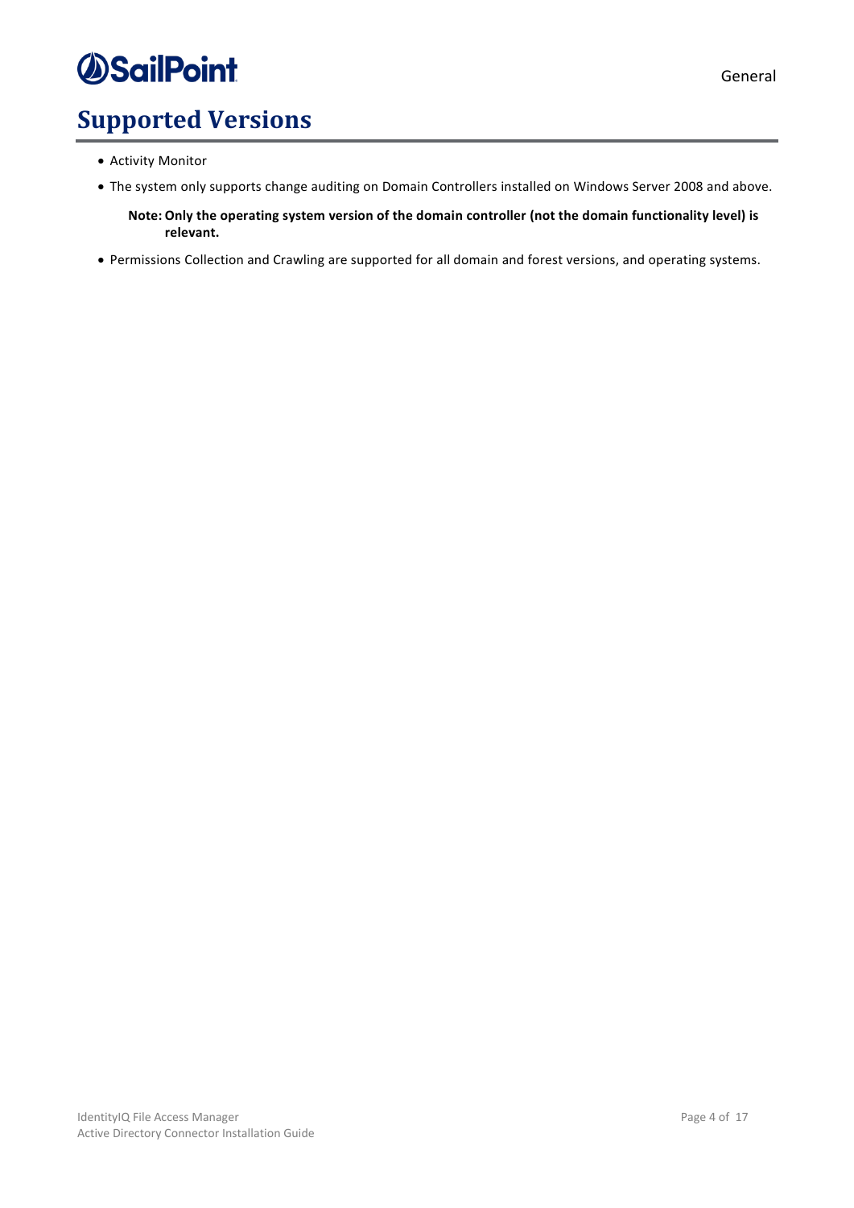# Supported Versions

- Activity Monitor
- The system only supports change auditing on Domain Controllers installed on Windows Server 2008 and above.

  **Note: Only the operating system version of the domain controller (not the domain functionality level) is relevant.**

- Permissions Collection and Crawling are supported for all domain and forest versions, and operating systems.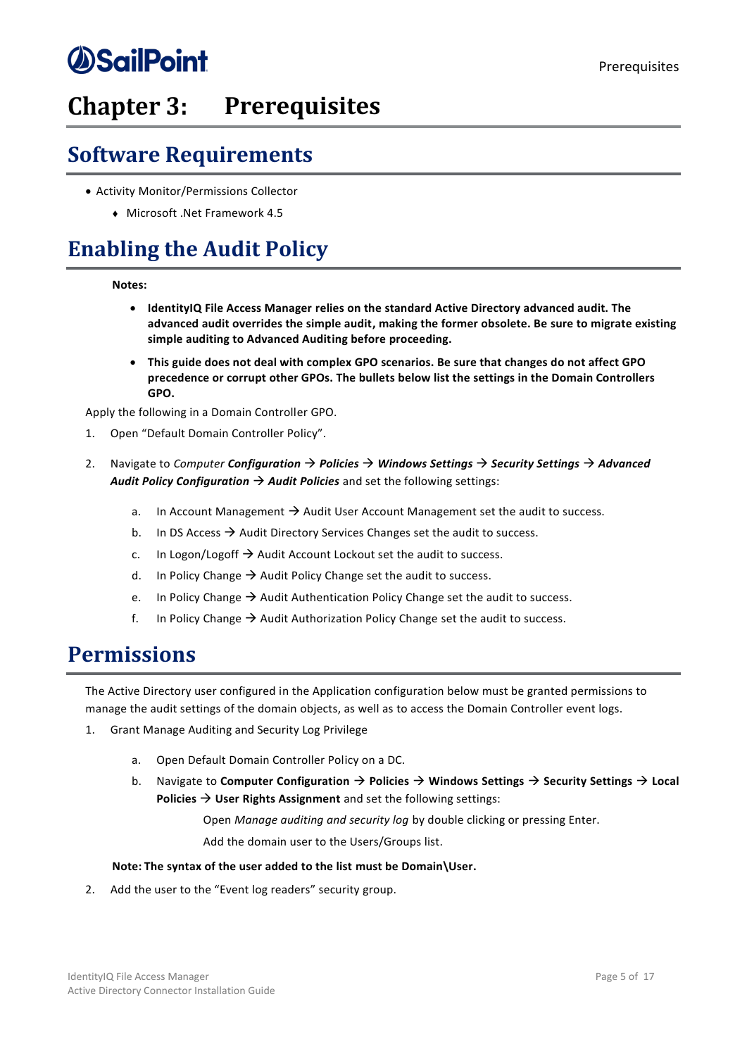# Chapter 3: Prerequisites

## Software Requirements

- Activity Monitor/Permissions Collector
  - Microsoft .Net Framework 4.5

## Enabling the Audit Policy

**Notes:**

- **IdentityIQ File Access Manager relies on the standard Active Directory advanced audit. The advanced audit overrides the simple audit, making the former obsolete. Be sure to migrate existing simple auditing to Advanced Auditing before proceeding.**
- **This guide does not deal with complex GPO scenarios. Be sure that changes do not affect GPO precedence or corrupt other GPOs. The bullets below list the settings in the Domain Controllers GPO.**

Apply the following in a Domain Controller GPO.

1. Open "Default Domain Controller Policy".
2. Navigate to *Computer* ***Configuration → Policies → Windows Settings → Security Settings → Advanced Audit Policy Configuration → Audit Policies*** and set the following settings:
   a. In Account Management → Audit User Account Management set the audit to success.
   b. In DS Access → Audit Directory Services Changes set the audit to success.
   c. In Logon/Logoff → Audit Account Lockout set the audit to success.
   d. In Policy Change → Audit Policy Change set the audit to success.
   e. In Policy Change → Audit Authentication Policy Change set the audit to success.
   f. In Policy Change → Audit Authorization Policy Change set the audit to success.

## Permissions

The Active Directory user configured in the Application configuration below must be granted permissions to manage the audit settings of the domain objects, as well as to access the Domain Controller event logs.

1. Grant Manage Auditing and Security Log Privilege
   a. Open Default Domain Controller Policy on a DC.
   b. Navigate to **Computer Configuration → Policies → Windows Settings → Security Settings → Local Policies → User Rights Assignment** and set the following settings:

      Open *Manage auditing and security log* by double clicking or pressing Enter.

      Add the domain user to the Users/Groups list.

   **Note: The syntax of the user added to the list must be Domain\User.**

2. Add the user to the "Event log readers" security group.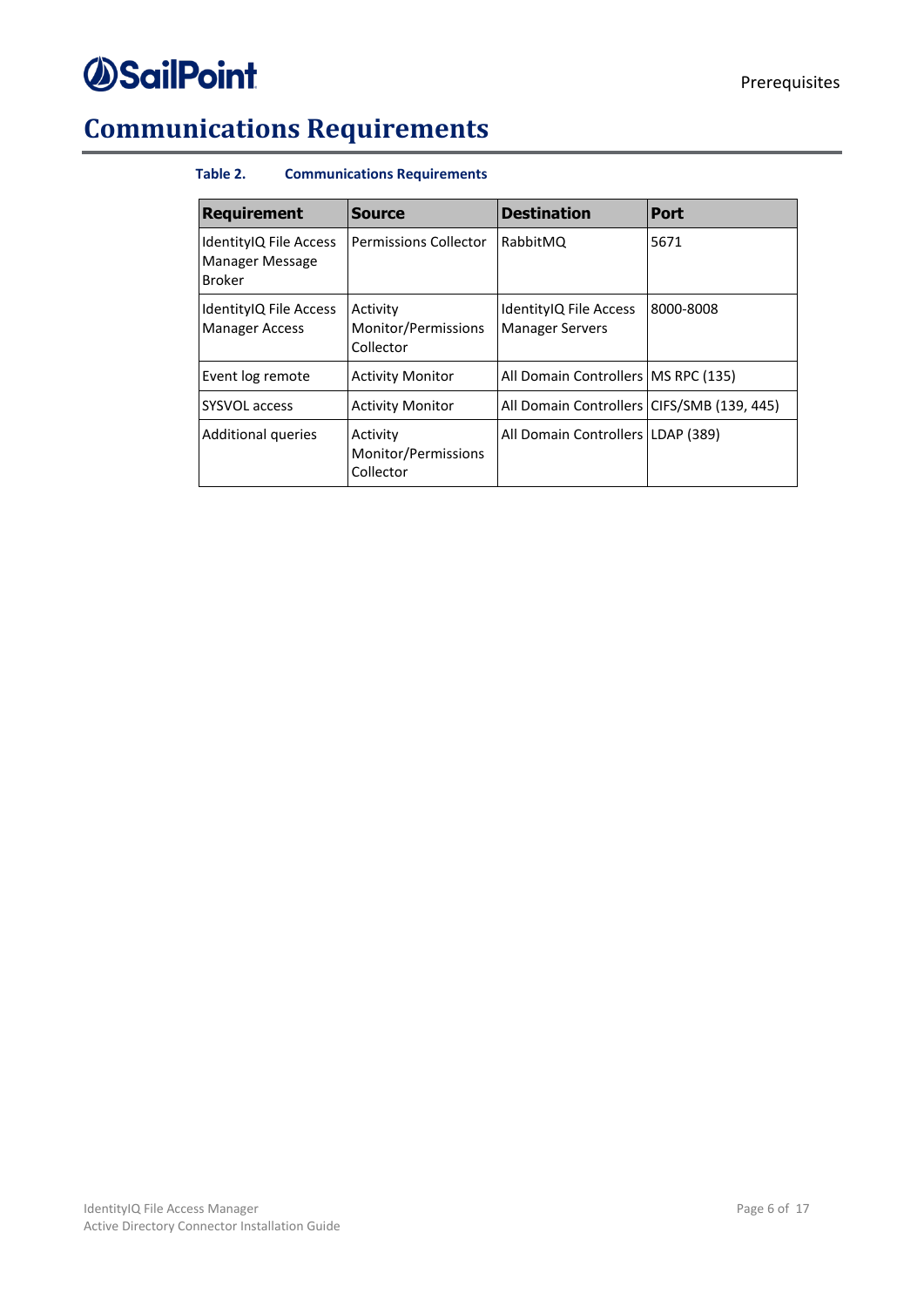# Communications Requirements

**Table 2. Communications Requirements**

| Requirement | Source | Destination | Port |
| --- | --- | --- | --- |
| IdentityIQ File Access Manager Message Broker | Permissions Collector | RabbitMQ | 5671 |
| IdentityIQ File Access Manager Access | Activity Monitor/Permissions Collector | IdentityIQ File Access Manager Servers | 8000-8008 |
| Event log remote | Activity Monitor | All Domain Controllers | MS RPC (135) |
| SYSVOL access | Activity Monitor | All Domain Controllers | CIFS/SMB (139, 445) |
| Additional queries | Activity Monitor/Permissions Collector | All Domain Controllers | LDAP (389) |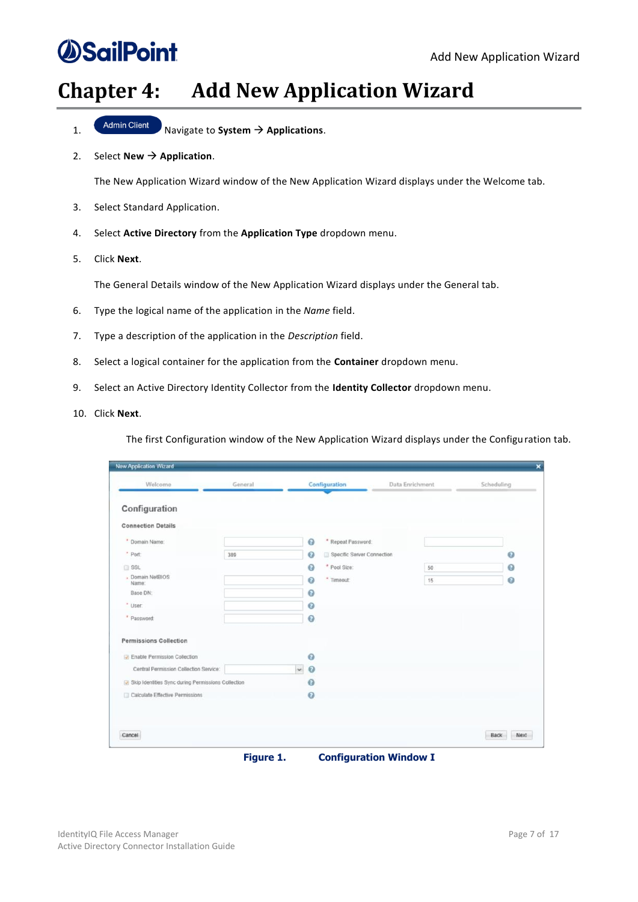# Chapter 4: Add New Application Wizard

1. Admin Client Navigate to **System** → **Applications**.
2. Select **New** → **Application**.

   The New Application Wizard window of the New Application Wizard displays under the Welcome tab.

3. Select Standard Application.
4. Select **Active Directory** from the **Application Type** dropdown menu.
5. Click **Next**.

   The General Details window of the New Application Wizard displays under the General tab.

6. Type the logical name of the application in the *Name* field.
7. Type a description of the application in the *Description* field.
8. Select a logical container for the application from the **Container** dropdown menu.
9. Select an Active Directory Identity Collector from the **Identity Collector** dropdown menu.
10. Click **Next**.

    The first Configuration window of the New Application Wizard displays under the Configuration tab.

**Figure 1. Configuration Window I**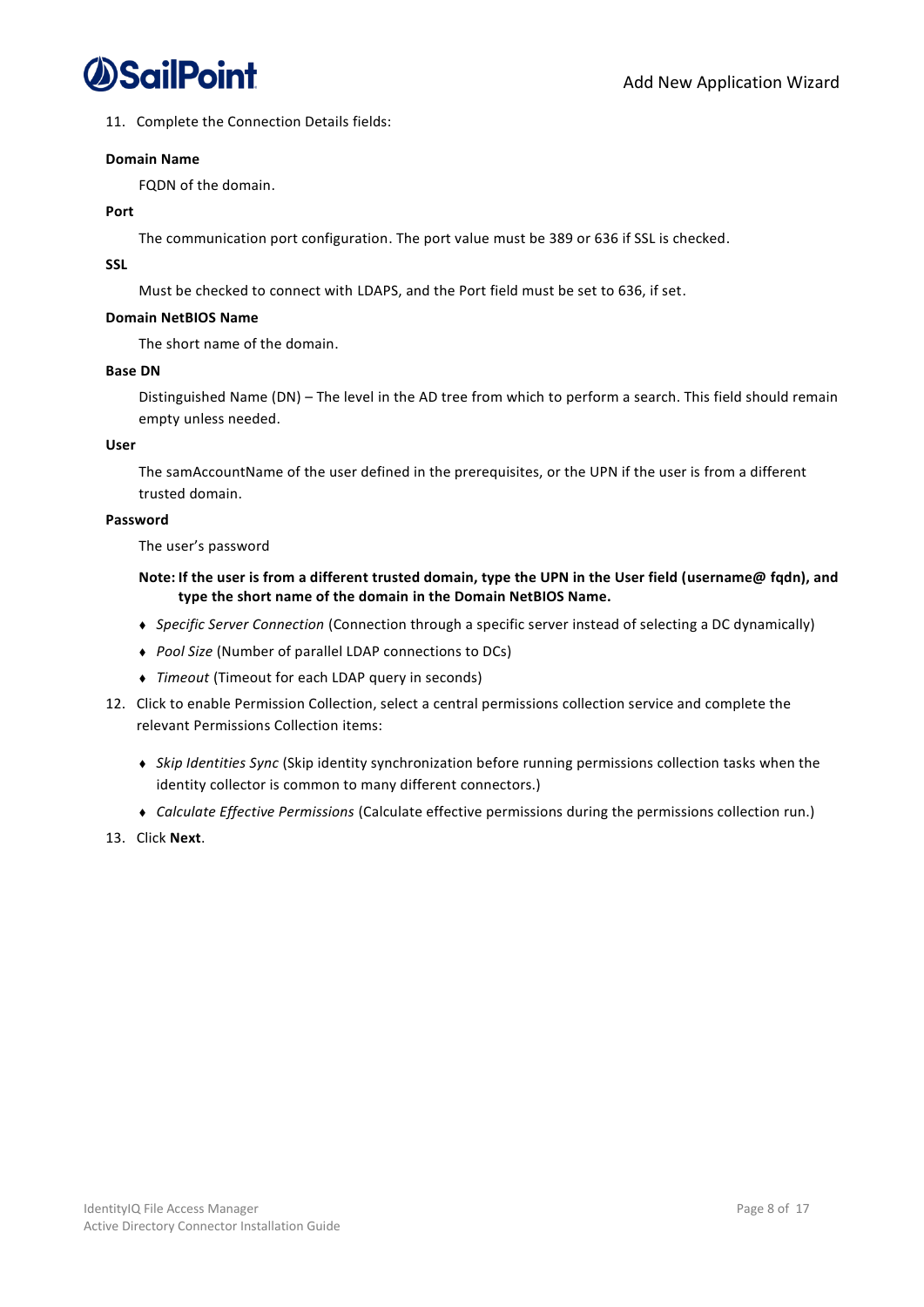11. Complete the Connection Details fields:

**Domain Name**

FQDN of the domain.

**Port**

The communication port configuration. The port value must be 389 or 636 if SSL is checked.

**SSL**

Must be checked to connect with LDAPS, and the Port field must be set to 636, if set.

**Domain NetBIOS Name**

The short name of the domain.

**Base DN**

Distinguished Name (DN) – The level in the AD tree from which to perform a search. This field should remain empty unless needed.

**User**

The samAccountName of the user defined in the prerequisites, or the UPN if the user is from a different trusted domain.

**Password**

The user's password

**Note: If the user is from a different trusted domain, type the UPN in the User field (username@ fqdn), and type the short name of the domain in the Domain NetBIOS Name.**

- *Specific Server Connection* (Connection through a specific server instead of selecting a DC dynamically)
- *Pool Size* (Number of parallel LDAP connections to DCs)
- *Timeout* (Timeout for each LDAP query in seconds)

12. Click to enable Permission Collection, select a central permissions collection service and complete the relevant Permissions Collection items:

- *Skip Identities Sync* (Skip identity synchronization before running permissions collection tasks when the identity collector is common to many different connectors.)
- *Calculate Effective Permissions* (Calculate effective permissions during the permissions collection run.)

13. Click **Next**.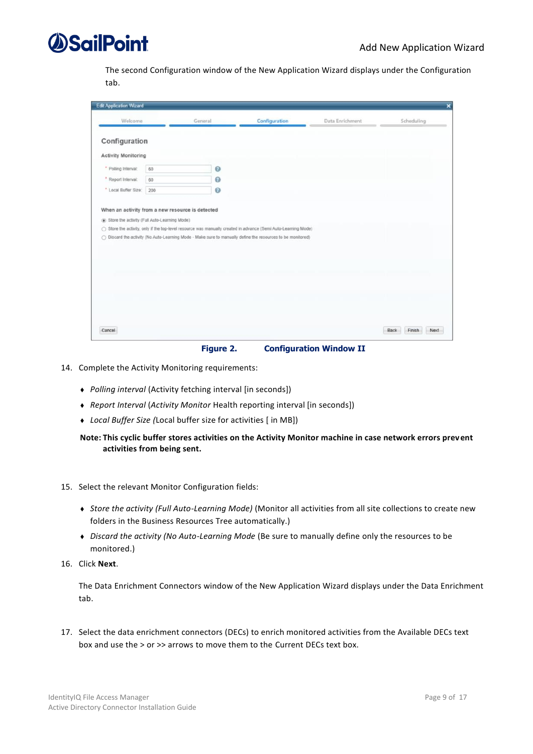The second Configuration window of the New Application Wizard displays under the Configuration tab.

**Figure 2. Configuration Window II**

14. Complete the Activity Monitoring requirements:

    - *Polling interval* (Activity fetching interval [in seconds])
    - *Report Interval* (*Activity Monitor* Health reporting interval [in seconds])
    - *Local Buffer Size* (Local buffer size for activities [ in MB])

**Note: This cyclic buffer stores activities on the Activity Monitor machine in case network errors prevent activities from being sent.**

15. Select the relevant Monitor Configuration fields:

    - *Store the activity (Full Auto-Learning Mode)* (Monitor all activities from all site collections to create new folders in the Business Resources Tree automatically.)
    - *Discard the activity (No Auto-Learning Mode* (Be sure to manually define only the resources to be monitored.)

16. Click **Next**.

    The Data Enrichment Connectors window of the New Application Wizard displays under the Data Enrichment tab.

17. Select the data enrichment connectors (DECs) to enrich monitored activities from the Available DECs text box and use the > or >> arrows to move them to the Current DECs text box.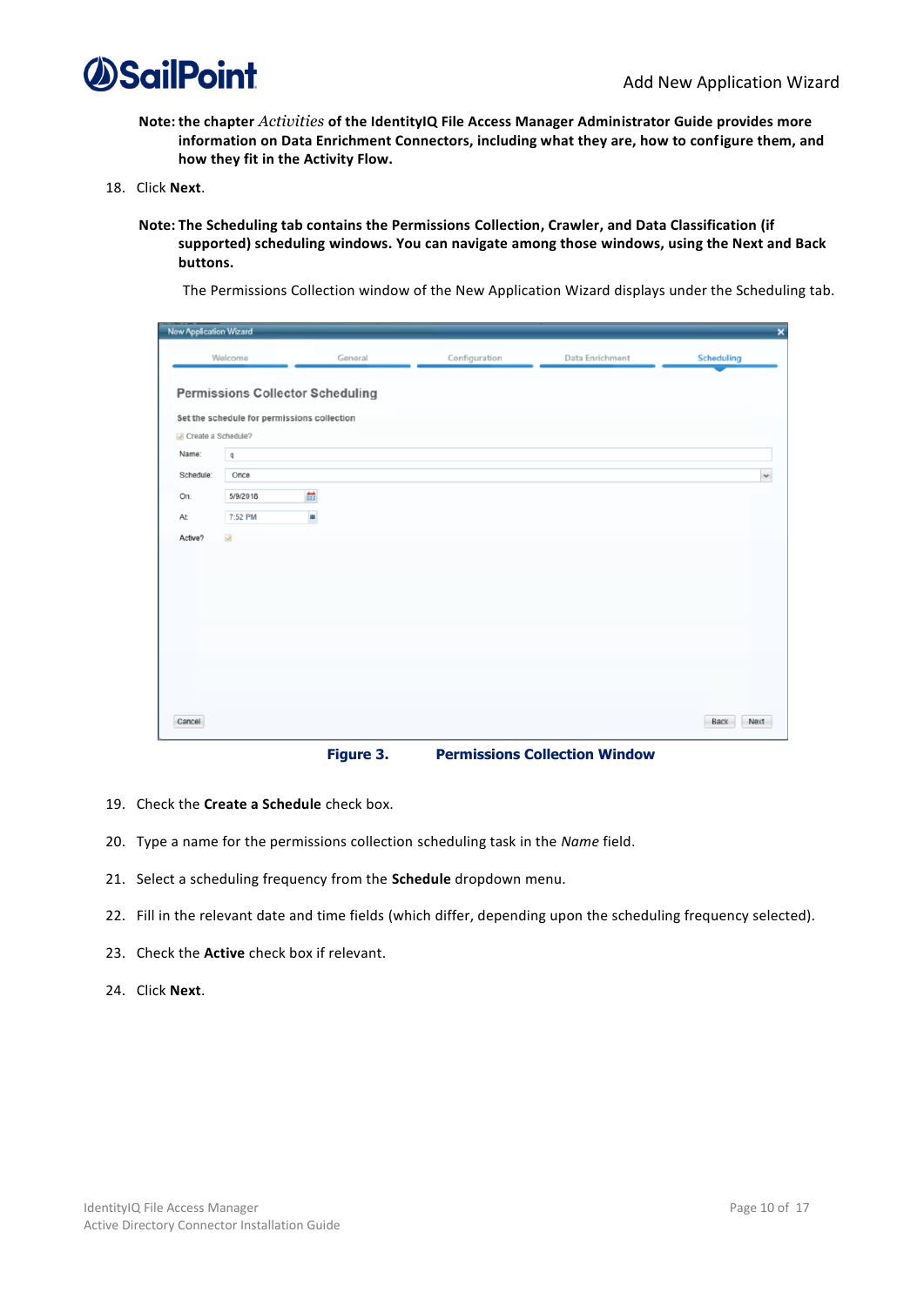**Note: the chapter *Activities* of the IdentityIQ File Access Manager Administrator Guide provides more information on Data Enrichment Connectors, including what they are, how to configure them, and how they fit in the Activity Flow.**

18. Click **Next**.

**Note: The Scheduling tab contains the Permissions Collection, Crawler, and Data Classification (if supported) scheduling windows. You can navigate among those windows, using the Next and Back buttons.**

The Permissions Collection window of the New Application Wizard displays under the Scheduling tab.

**Figure 3. Permissions Collection Window**

19. Check the **Create a Schedule** check box.

20. Type a name for the permissions collection scheduling task in the *Name* field.

21. Select a scheduling frequency from the **Schedule** dropdown menu.

22. Fill in the relevant date and time fields (which differ, depending upon the scheduling frequency selected).

23. Check the **Active** check box if relevant.

24. Click **Next**.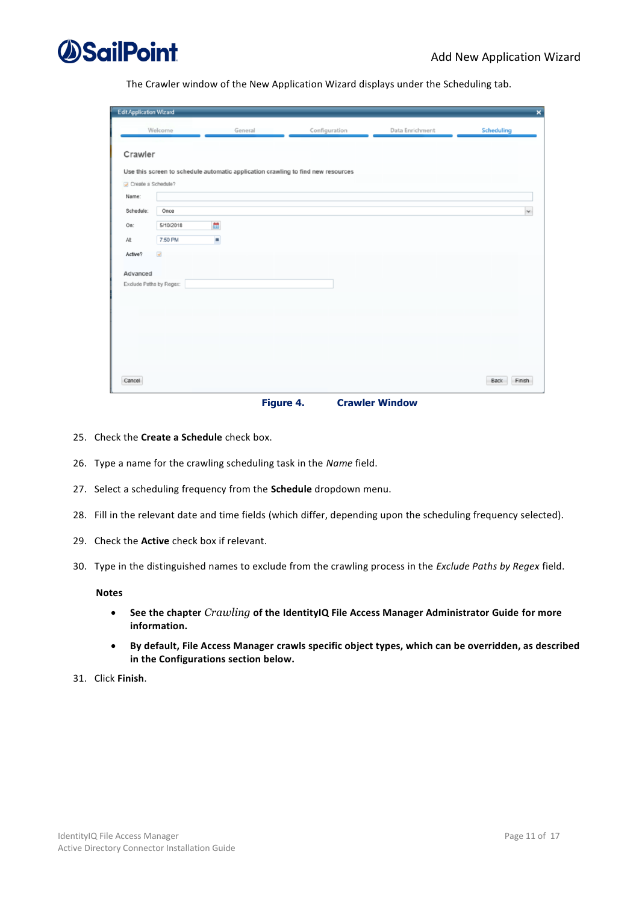The Crawler window of the New Application Wizard displays under the Scheduling tab.

**Figure 4. Crawler Window**

25. Check the **Create a Schedule** check box.
26. Type a name for the crawling scheduling task in the *Name* field.
27. Select a scheduling frequency from the **Schedule** dropdown menu.
28. Fill in the relevant date and time fields (which differ, depending upon the scheduling frequency selected).
29. Check the **Active** check box if relevant.
30. Type in the distinguished names to exclude from the crawling process in the *Exclude Paths by Regex* field.

    **Notes**

    - **See the chapter *Crawling* of the IdentityIQ File Access Manager Administrator Guide for more information.**
    - **By default, File Access Manager crawls specific object types, which can be overridden, as described in the Configurations section below.**

31. Click **Finish**.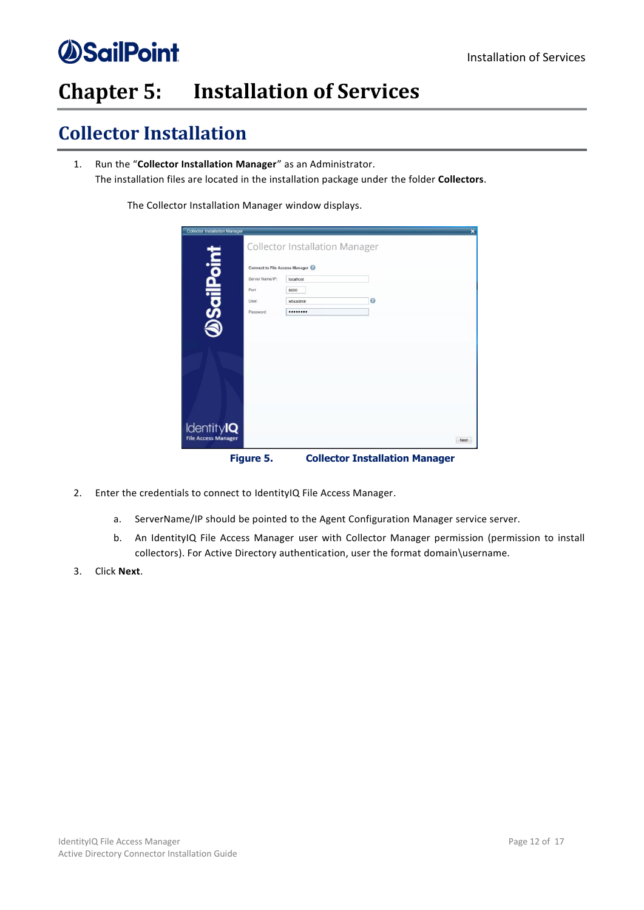# Chapter 5: Installation of Services

## Collector Installation

1. Run the "**Collector Installation Manager**" as an Administrator.
   The installation files are located in the installation package under the folder **Collectors**.

   The Collector Installation Manager window displays.

   **Figure 5. Collector Installation Manager**

2. Enter the credentials to connect to IdentityIQ File Access Manager.

   a. ServerName/IP should be pointed to the Agent Configuration Manager service server.

   b. An IdentityIQ File Access Manager user with Collector Manager permission (permission to install collectors). For Active Directory authentication, user the format domain\username.

3. Click **Next**.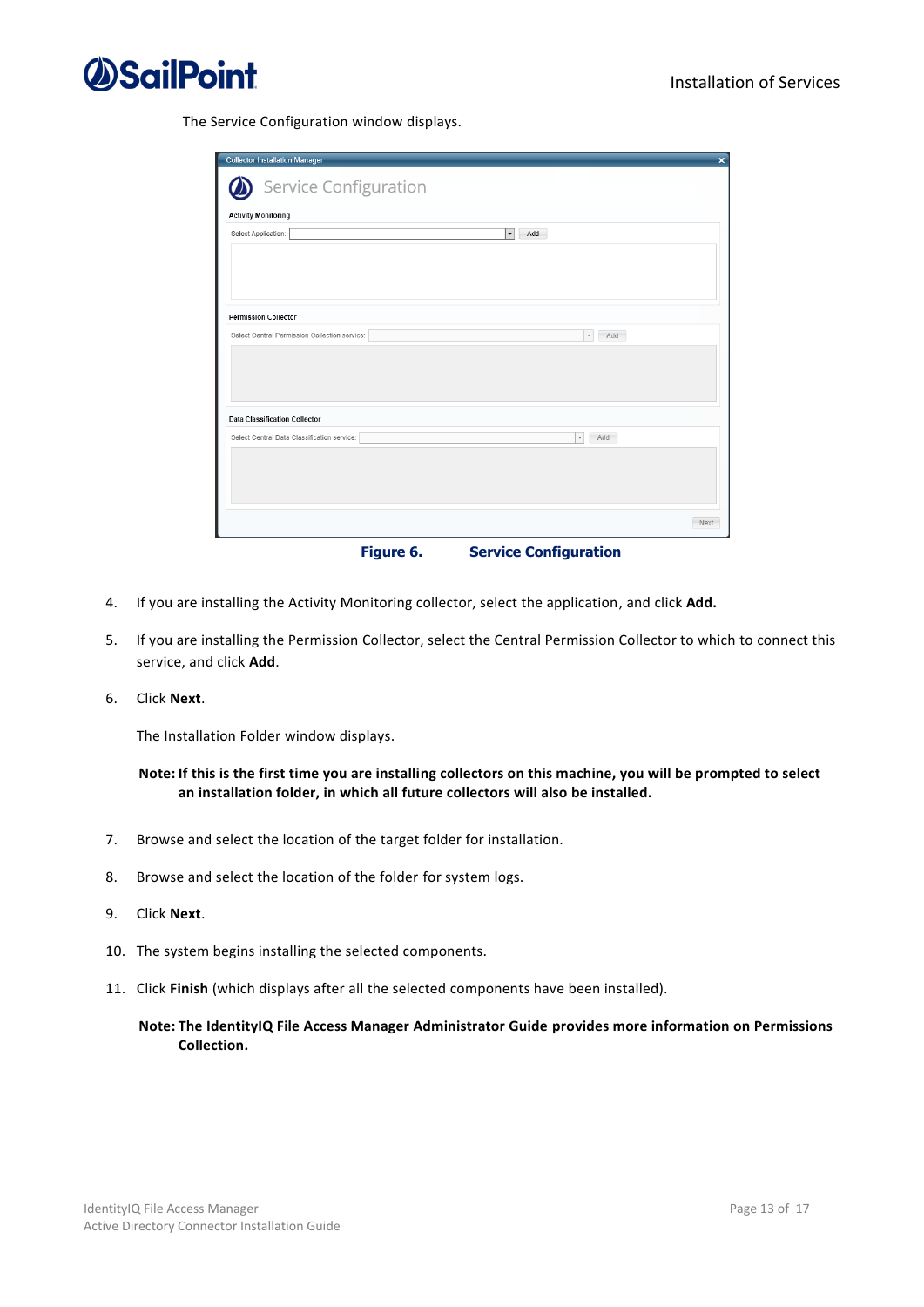The Service Configuration window displays.

**Figure 6. Service Configuration**

4. If you are installing the Activity Monitoring collector, select the application, and click **Add.**

5. If you are installing the Permission Collector, select the Central Permission Collector to which to connect this service, and click **Add**.

6. Click **Next**.

   The Installation Folder window displays.

   **Note: If this is the first time you are installing collectors on this machine, you will be prompted to select an installation folder, in which all future collectors will also be installed.**

7. Browse and select the location of the target folder for installation.

8. Browse and select the location of the folder for system logs.

9. Click **Next**.

10. The system begins installing the selected components.

11. Click **Finish** (which displays after all the selected components have been installed).

    **Note: The IdentityIQ File Access Manager Administrator Guide provides more information on Permissions Collection.**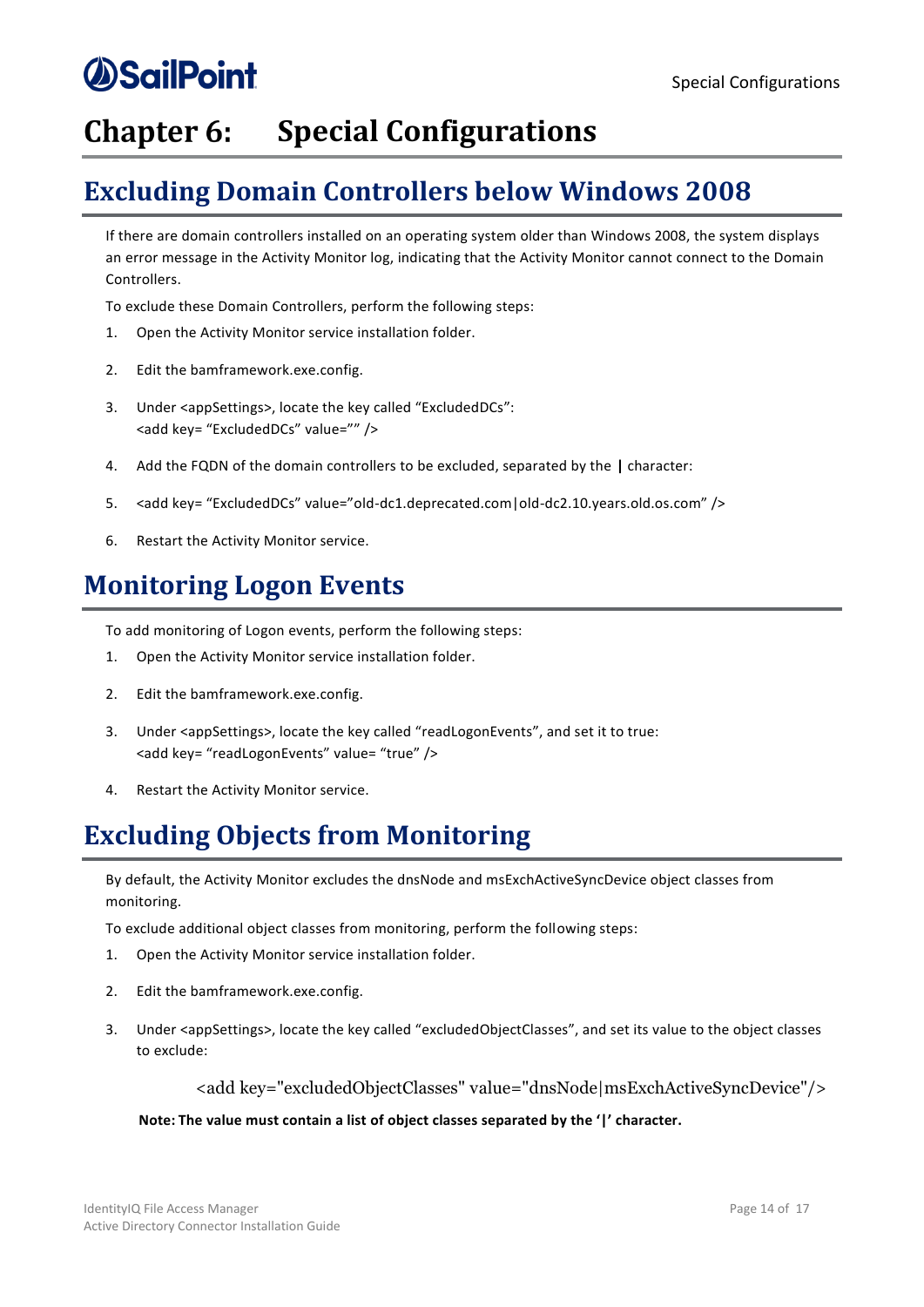// Chapter 6: Special Configurations

# Chapter 6: Special Configurations

## Excluding Domain Controllers below Windows 2008

If there are domain controllers installed on an operating system older than Windows 2008, the system displays an error message in the Activity Monitor log, indicating that the Activity Monitor cannot connect to the Domain Controllers.

To exclude these Domain Controllers, perform the following steps:

1. Open the Activity Monitor service installation folder.
2. Edit the bamframework.exe.config.
3. Under <appSettings>, locate the key called “ExcludedDCs”:
   <add key= “ExcludedDCs” value=”” />
4. Add the FQDN of the domain controllers to be excluded, separated by the **|** character:
5. <add key= “ExcludedDCs” value=”old-dc1.deprecated.com|old-dc2.10.years.old.os.com” />
6. Restart the Activity Monitor service.

## Monitoring Logon Events

To add monitoring of Logon events, perform the following steps:

1. Open the Activity Monitor service installation folder.
2. Edit the bamframework.exe.config.
3. Under <appSettings>, locate the key called “readLogonEvents”, and set it to true:
   <add key= “readLogonEvents” value= “true” />
4. Restart the Activity Monitor service.

## Excluding Objects from Monitoring

By default, the Activity Monitor excludes the dnsNode and msExchActiveSyncDevice object classes from monitoring.

To exclude additional object classes from monitoring, perform the following steps:

1. Open the Activity Monitor service installation folder.
2. Edit the bamframework.exe.config.
3. Under <appSettings>, locate the key called “excludedObjectClasses”, and set its value to the object classes to exclude:

   <add key="excludedObjectClasses" value="dnsNode|msExchActiveSyncDevice"/>

**Note: The value must contain a list of object classes separated by the ‘|’ character.**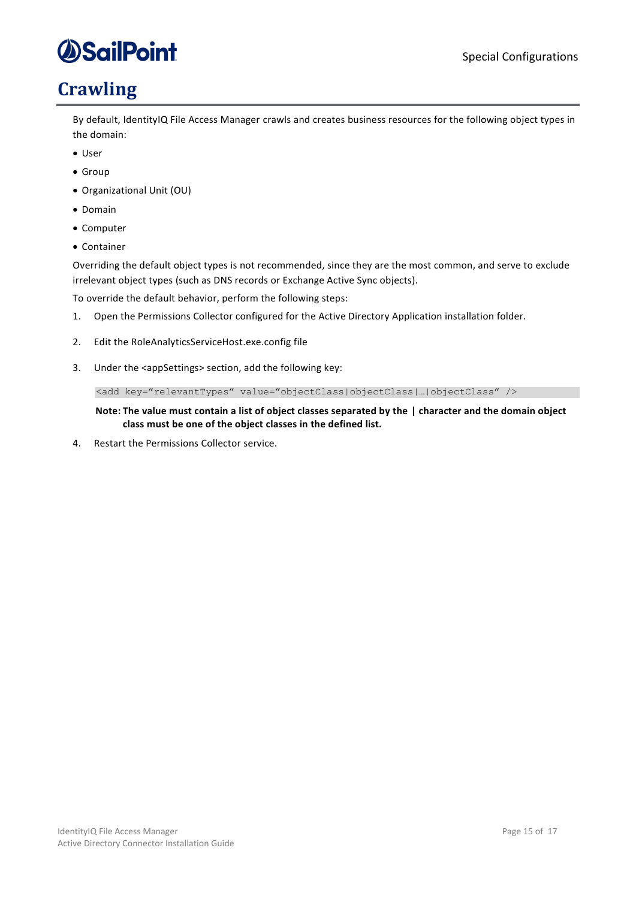# Crawling

By default, IdentityIQ File Access Manager crawls and creates business resources for the following object types in the domain:

- User
- Group
- Organizational Unit (OU)
- Domain
- Computer
- Container

Overriding the default object types is not recommended, since they are the most common, and serve to exclude irrelevant object types (such as DNS records or Exchange Active Sync objects).

To override the default behavior, perform the following steps:

1. Open the Permissions Collector configured for the Active Directory Application installation folder.
2. Edit the RoleAnalyticsServiceHost.exe.config file
3. Under the <appSettings> section, add the following key:

   ```
   <add key="relevantTypes" value="objectClass|objectClass|…|objectClass" />
   ```

   **Note: The value must contain a list of object classes separated by the | character and the domain object class must be one of the object classes in the defined list.**

4. Restart the Permissions Collector service.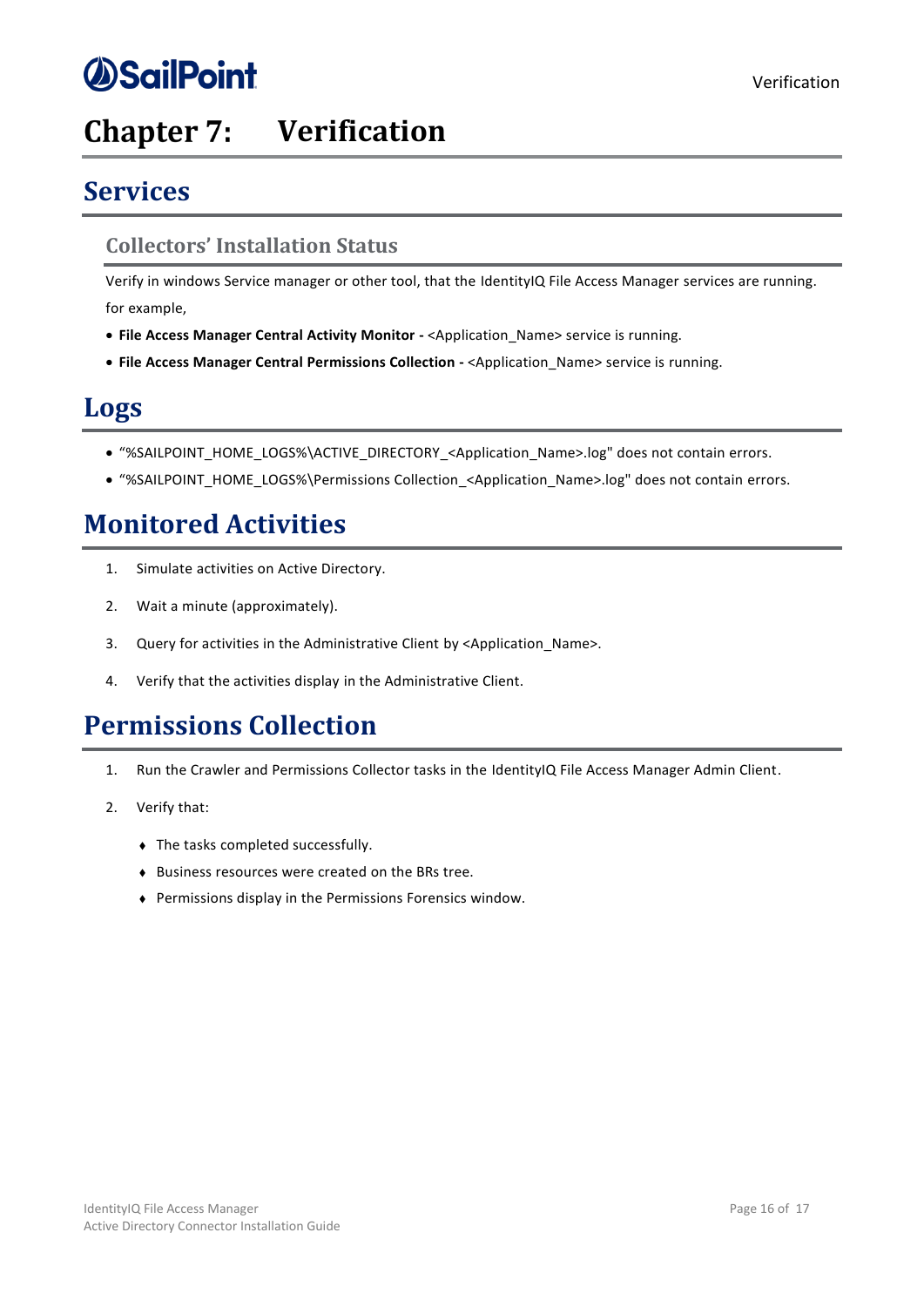# Chapter 7: Verification

## Services

### Collectors' Installation Status

Verify in windows Service manager or other tool, that the IdentityIQ File Access Manager services are running. for example,

- **File Access Manager Central Activity Monitor -** <Application_Name> service is running.
- **File Access Manager Central Permissions Collection -** <Application_Name> service is running.

## Logs

- "%SAILPOINT_HOME_LOGS%\ACTIVE_DIRECTORY_<Application_Name>.log" does not contain errors.
- "%SAILPOINT_HOME_LOGS%\Permissions Collection_<Application_Name>.log" does not contain errors.

## Monitored Activities

1. Simulate activities on Active Directory.
2. Wait a minute (approximately).
3. Query for activities in the Administrative Client by <Application_Name>.
4. Verify that the activities display in the Administrative Client.

## Permissions Collection

1. Run the Crawler and Permissions Collector tasks in the IdentityIQ File Access Manager Admin Client.
2. Verify that:
   - The tasks completed successfully.
   - Business resources were created on the BRs tree.
   - Permissions display in the Permissions Forensics window.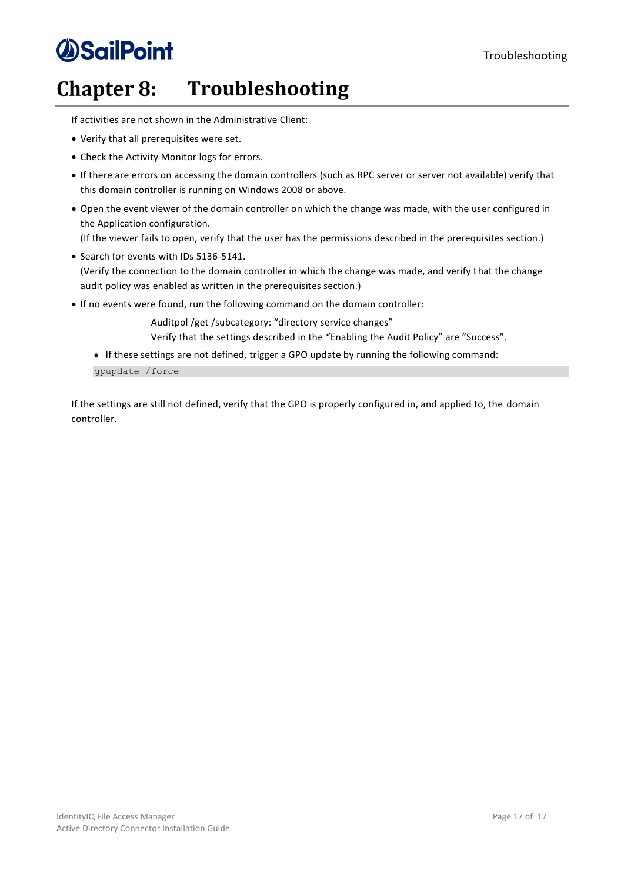# Chapter 8: Troubleshooting

If activities are not shown in the Administrative Client:

- Verify that all prerequisites were set.
- Check the Activity Monitor logs for errors.
- If there are errors on accessing the domain controllers (such as RPC server or server not available) verify that this domain controller is running on Windows 2008 or above.
- Open the event viewer of the domain controller on which the change was made, with the user configured in the Application configuration.
  (If the viewer fails to open, verify that the user has the permissions described in the prerequisites section.)
- Search for events with IDs 5136-5141.
  (Verify the connection to the domain controller in which the change was made, and verify that the change audit policy was enabled as written in the prerequisites section.)
- If no events were found, run the following command on the domain controller:

  Auditpol /get /subcategory: “directory service changes”
  Verify that the settings described in the “Enabling the Audit Policy” are “Success”.

  - If these settings are not defined, trigger a GPO update by running the following command:

```
gpupdate /force
```

If the settings are still not defined, verify that the GPO is properly configured in, and applied to, the domain controller.